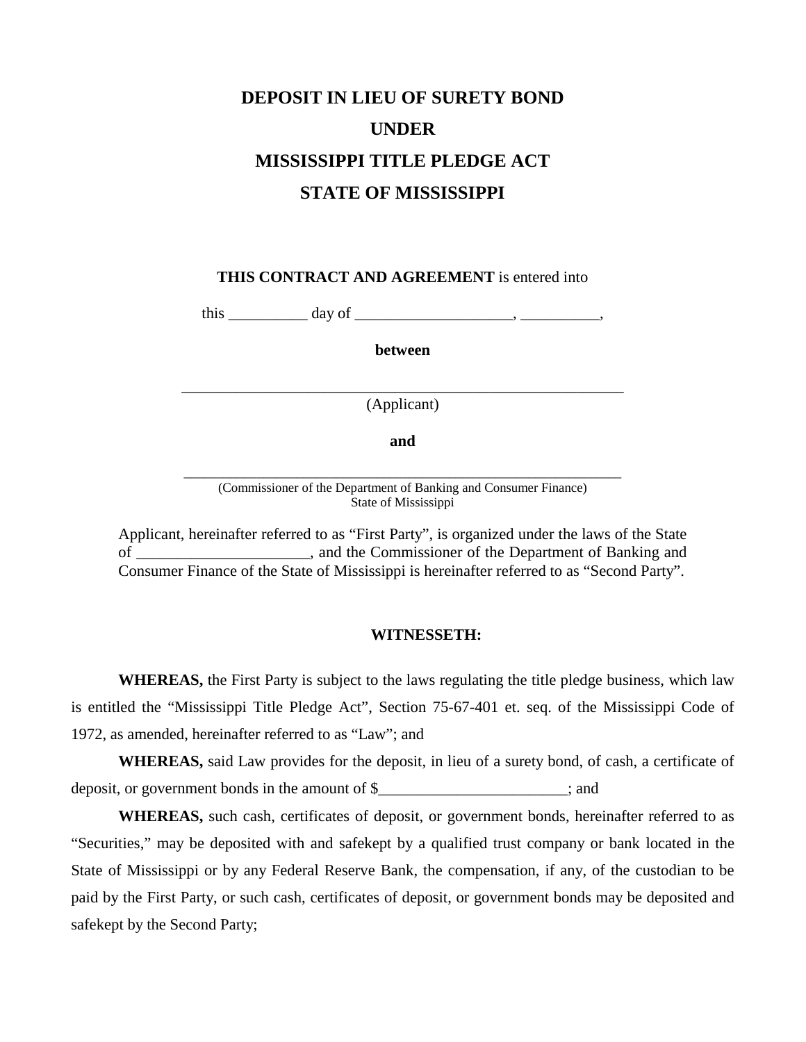# DEPOSIT IN LIEU OF SURETY BOND
# UNDER
# MISSISSIPPI TITLE PLEDGE ACT
# STATE OF MISSISSIPPI

**THIS CONTRACT AND AGREEMENT** is entered into

this __________ day of ____________________, __________,

**between**

____________________________________________________________
(Applicant)

**and**

____________________________________________________________
(Commissioner of the Department of Banking and Consumer Finance)
State of Mississippi

Applicant, hereinafter referred to as "First Party", is organized under the laws of the State of ______________________, and the Commissioner of the Department of Banking and Consumer Finance of the State of Mississippi is hereinafter referred to as "Second Party".

**WITNESSETH:**

**WHEREAS,** the First Party is subject to the laws regulating the title pledge business, which law is entitled the "Mississippi Title Pledge Act", Section 75-67-401 et. seq. of the Mississippi Code of 1972, as amended, hereinafter referred to as "Law"; and

**WHEREAS,** said Law provides for the deposit, in lieu of a surety bond, of cash, a certificate of deposit, or government bonds in the amount of $________________________; and

**WHEREAS,** such cash, certificates of deposit, or government bonds, hereinafter referred to as "Securities," may be deposited with and safekept by a qualified trust company or bank located in the State of Mississippi or by any Federal Reserve Bank, the compensation, if any, of the custodian to be paid by the First Party, or such cash, certificates of deposit, or government bonds may be deposited and safekept by the Second Party;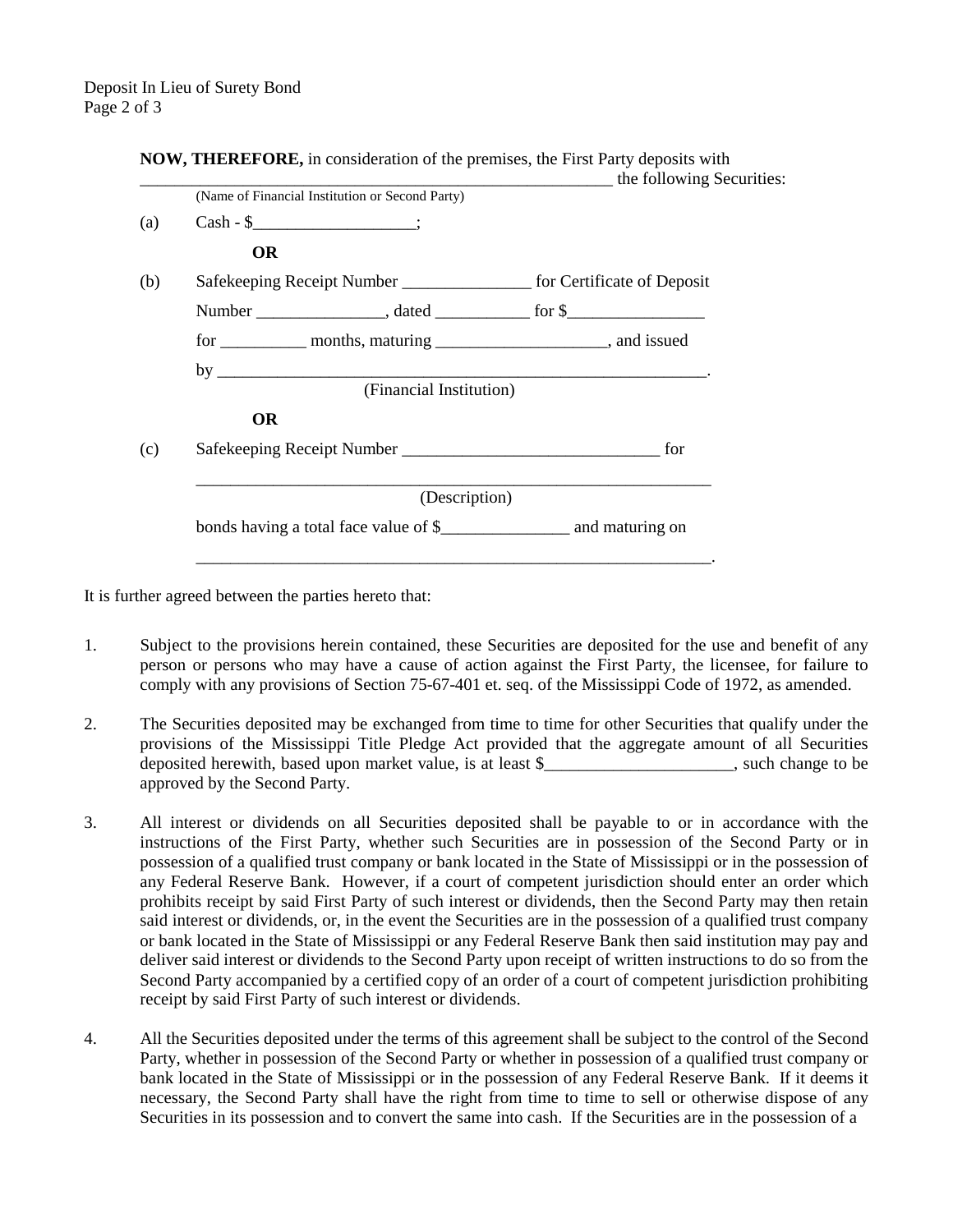**NOW, THEREFORE,** in consideration of the premises, the First Party deposits with _________________________________________________________ the following Securities:
(Name of Financial Institution or Second Party)

(a) Cash - $___________________;

**OR**

(b) Safekeeping Receipt Number _______________ for Certificate of Deposit Number _______________, dated ___________ for $________________ for __________ months, maturing ____________________, and issued by _______________________________________________________________.
(Financial Institution)

**OR**

(c) Safekeeping Receipt Number ______________________________ for _______________________________________________________________
(Description)
bonds having a total face value of $_______________ and maturing on _______________________________________________________________.

It is further agreed between the parties hereto that:

1. Subject to the provisions herein contained, these Securities are deposited for the use and benefit of any person or persons who may have a cause of action against the First Party, the licensee, for failure to comply with any provisions of Section 75-67-401 et. seq. of the Mississippi Code of 1972, as amended.

2. The Securities deposited may be exchanged from time to time for other Securities that qualify under the provisions of the Mississippi Title Pledge Act provided that the aggregate amount of all Securities deposited herewith, based upon market value, is at least $______________________, such change to be approved by the Second Party.

3. All interest or dividends on all Securities deposited shall be payable to or in accordance with the instructions of the First Party, whether such Securities are in possession of the Second Party or in possession of a qualified trust company or bank located in the State of Mississippi or in the possession of any Federal Reserve Bank. However, if a court of competent jurisdiction should enter an order which prohibits receipt by said First Party of such interest or dividends, then the Second Party may then retain said interest or dividends, or, in the event the Securities are in the possession of a qualified trust company or bank located in the State of Mississippi or any Federal Reserve Bank then said institution may pay and deliver said interest or dividends to the Second Party upon receipt of written instructions to do so from the Second Party accompanied by a certified copy of an order of a court of competent jurisdiction prohibiting receipt by said First Party of such interest or dividends.

4. All the Securities deposited under the terms of this agreement shall be subject to the control of the Second Party, whether in possession of the Second Party or whether in possession of a qualified trust company or bank located in the State of Mississippi or in the possession of any Federal Reserve Bank. If it deems it necessary, the Second Party shall have the right from time to time to sell or otherwise dispose of any Securities in its possession and to convert the same into cash. If the Securities are in the possession of a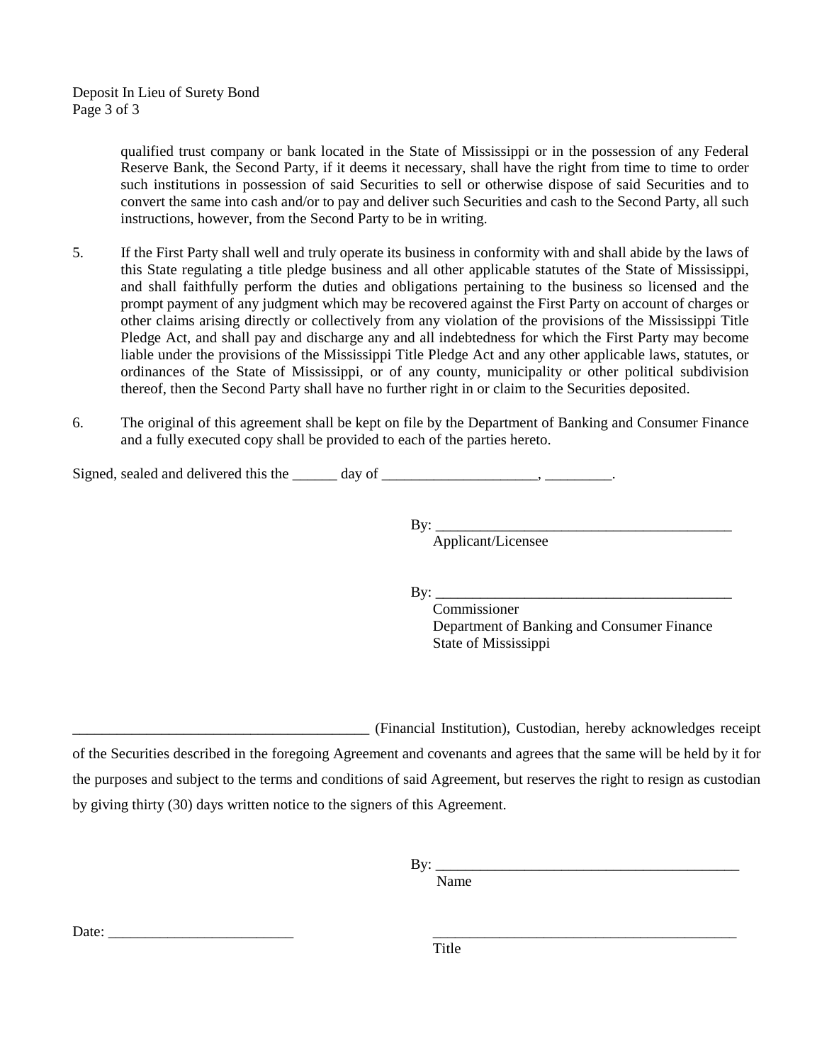qualified trust company or bank located in the State of Mississippi or in the possession of any Federal Reserve Bank, the Second Party, if it deems it necessary, shall have the right from time to time to order such institutions in possession of said Securities to sell or otherwise dispose of said Securities and to convert the same into cash and/or to pay and deliver such Securities and cash to the Second Party, all such instructions, however, from the Second Party to be in writing.

5. If the First Party shall well and truly operate its business in conformity with and shall abide by the laws of this State regulating a title pledge business and all other applicable statutes of the State of Mississippi, and shall faithfully perform the duties and obligations pertaining to the business so licensed and the prompt payment of any judgment which may be recovered against the First Party on account of charges or other claims arising directly or collectively from any violation of the provisions of the Mississippi Title Pledge Act, and shall pay and discharge any and all indebtedness for which the First Party may become liable under the provisions of the Mississippi Title Pledge Act and any other applicable laws, statutes, or ordinances of the State of Mississippi, or of any county, municipality or other political subdivision thereof, then the Second Party shall have no further right in or claim to the Securities deposited.

6. The original of this agreement shall be kept on file by the Department of Banking and Consumer Finance and a fully executed copy shall be provided to each of the parties hereto.

Signed, sealed and delivered this the ______ day of _____________________, _________.

By: _________________________________________
Applicant/Licensee

By: _________________________________________
Commissioner
Department of Banking and Consumer Finance
State of Mississippi

_________________________________________ (Financial Institution), Custodian, hereby acknowledges receipt of the Securities described in the foregoing Agreement and covenants and agrees that the same will be held by it for the purposes and subject to the terms and conditions of said Agreement, but reserves the right to resign as custodian by giving thirty (30) days written notice to the signers of this Agreement.

By: __________________________________________
Name

Date: _________________________

__________________________________________
Title